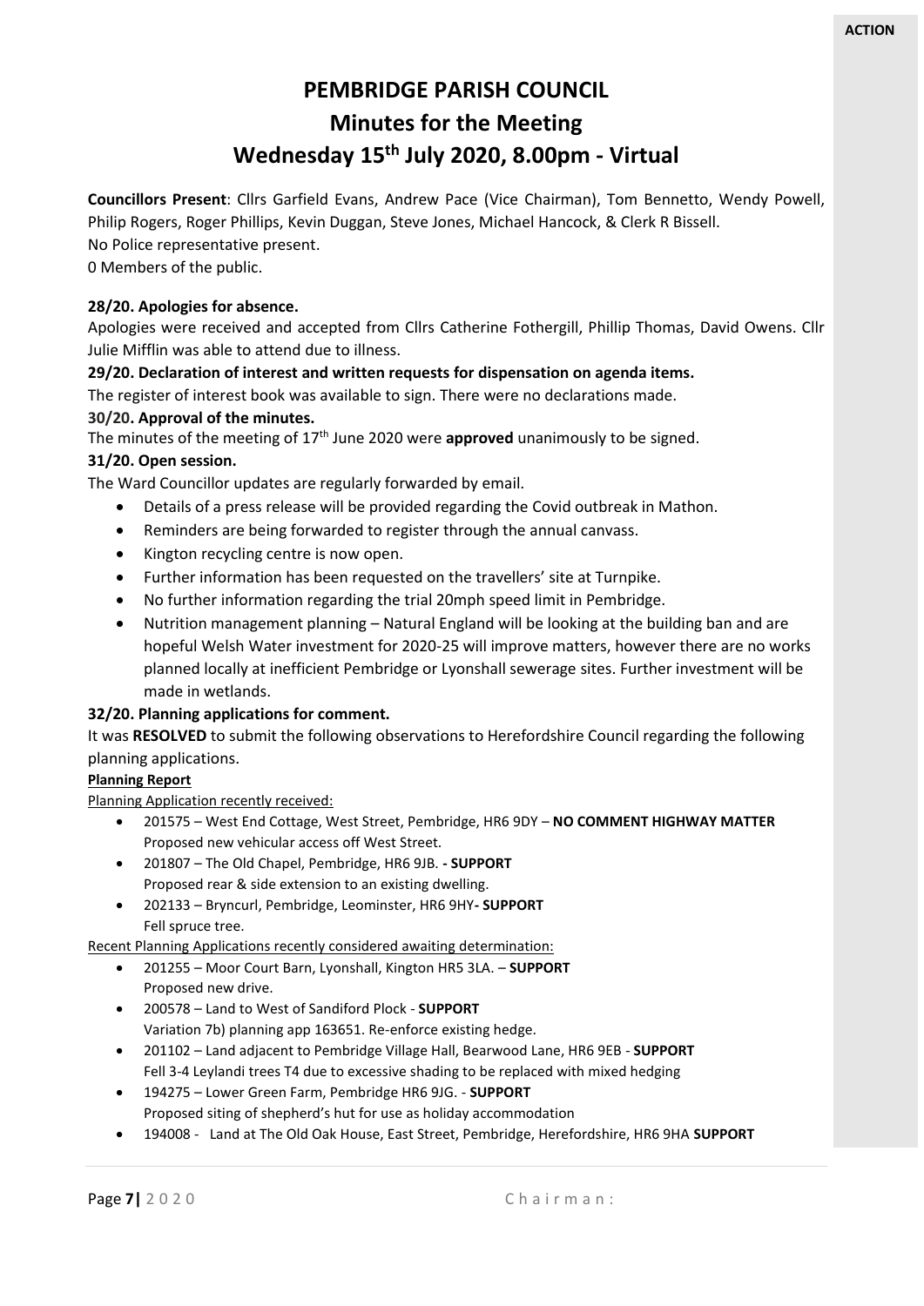**ACTION**

# PEMBRIDGE PARISH COUNCIL

# Minutes for the Meeting

# Wednesday 15th July 2020, 8.00pm - Virtual

**Councillors Present**: Cllrs Garfield Evans, Andrew Pace (Vice Chairman), Tom Bennetto, Wendy Powell, Philip Rogers, Roger Phillips, Kevin Duggan, Steve Jones, Michael Hancock, & Clerk R Bissell.
No Police representative present.
0 Members of the public.

**28/20. Apologies for absence.**

Apologies were received and accepted from Cllrs Catherine Fothergill, Phillip Thomas, David Owens. Cllr Julie Mifflin was able to attend due to illness.

**29/20. Declaration of interest and written requests for dispensation on agenda items.**

The register of interest book was available to sign. There were no declarations made.

**30/20. Approval of the minutes.**

The minutes of the meeting of 17th June 2020 were **approved** unanimously to be signed.

**31/20. Open session.**

The Ward Councillor updates are regularly forwarded by email.

- Details of a press release will be provided regarding the Covid outbreak in Mathon.
- Reminders are being forwarded to register through the annual canvass.
- Kington recycling centre is now open.
- Further information has been requested on the travellers' site at Turnpike.
- No further information regarding the trial 20mph speed limit in Pembridge.
- Nutrition management planning – Natural England will be looking at the building ban and are hopeful Welsh Water investment for 2020-25 will improve matters, however there are no works planned locally at inefficient Pembridge or Lyonshall sewerage sites. Further investment will be made in wetlands.

**32/20. Planning applications for comment.**

It was **RESOLVED** to submit the following observations to Herefordshire Council regarding the following planning applications.

**Planning Report**

Planning Application recently received:

- 201575 – West End Cottage, West Street, Pembridge, HR6 9DY – **NO COMMENT HIGHWAY MATTER**
  Proposed new vehicular access off West Street.
- 201807 – The Old Chapel, Pembridge, HR6 9JB. **- SUPPORT**
  Proposed rear & side extension to an existing dwelling.
- 202133 – Bryncurl, Pembridge, Leominster, HR6 9HY**- SUPPORT**
  Fell spruce tree.

Recent Planning Applications recently considered awaiting determination:

- 201255 – Moor Court Barn, Lyonshall, Kington HR5 3LA. – **SUPPORT**
  Proposed new drive.
- 200578 – Land to West of Sandiford Plock - **SUPPORT**
  Variation 7b) planning app 163651. Re-enforce existing hedge.
- 201102 – Land adjacent to Pembridge Village Hall, Bearwood Lane, HR6 9EB - **SUPPORT**
  Fell 3-4 Leylandi trees T4 due to excessive shading to be replaced with mixed hedging
- 194275 – Lower Green Farm, Pembridge HR6 9JG. - **SUPPORT**
  Proposed siting of shepherd's hut for use as holiday accommodation
- 194008 - Land at The Old Oak House, East Street, Pembridge, Herefordshire, HR6 9HA **SUPPORT**

Chairman: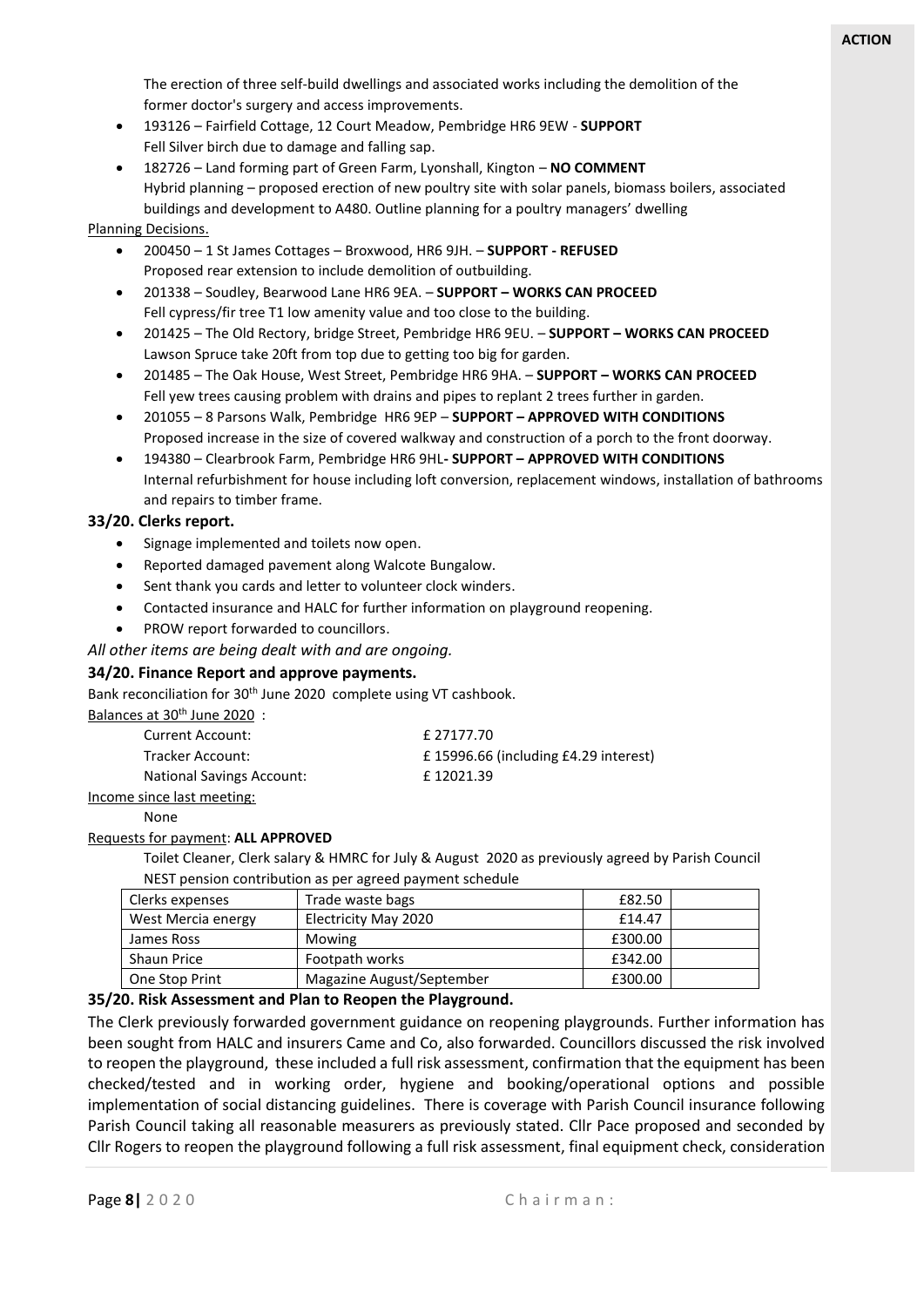**ACTION**

The erection of three self-build dwellings and associated works including the demolition of the former doctor's surgery and access improvements.

- 193126 – Fairfield Cottage, 12 Court Meadow, Pembridge HR6 9EW - **SUPPORT**
  Fell Silver birch due to damage and falling sap.
- 182726 – Land forming part of Green Farm, Lyonshall, Kington – **NO COMMENT**
  Hybrid planning – proposed erection of new poultry site with solar panels, biomass boilers, associated buildings and development to A480. Outline planning for a poultry managers' dwelling

Planning Decisions.

- 200450 – 1 St James Cottages – Broxwood, HR6 9JH. – **SUPPORT - REFUSED**
  Proposed rear extension to include demolition of outbuilding.
- 201338 – Soudley, Bearwood Lane HR6 9EA. – **SUPPORT – WORKS CAN PROCEED**
  Fell cypress/fir tree T1 low amenity value and too close to the building.
- 201425 – The Old Rectory, bridge Street, Pembridge HR6 9EU. – **SUPPORT – WORKS CAN PROCEED**
  Lawson Spruce take 20ft from top due to getting too big for garden.
- 201485 – The Oak House, West Street, Pembridge HR6 9HA. – **SUPPORT – WORKS CAN PROCEED**
  Fell yew trees causing problem with drains and pipes to replant 2 trees further in garden.
- 201055 – 8 Parsons Walk, Pembridge HR6 9EP – **SUPPORT – APPROVED WITH CONDITIONS**
  Proposed increase in the size of covered walkway and construction of a porch to the front doorway.
- 194380 – Clearbrook Farm, Pembridge HR6 9HL**- SUPPORT – APPROVED WITH CONDITIONS**
  Internal refurbishment for house including loft conversion, replacement windows, installation of bathrooms and repairs to timber frame.

**33/20. Clerks report.**

- Signage implemented and toilets now open.
- Reported damaged pavement along Walcote Bungalow.
- Sent thank you cards and letter to volunteer clock winders.
- Contacted insurance and HALC for further information on playground reopening.
- PROW report forwarded to councillors.

*All other items are being dealt with and are ongoing.*

**34/20. Finance Report and approve payments.**

Bank reconciliation for 30th June 2020 complete using VT cashbook.

Balances at 30th June 2020 :

| | |
|---|---|
| Current Account: | £ 27177.70 |
| Tracker Account: | £ 15996.66 (including £4.29 interest) |
| National Savings Account: | £ 12021.39 |

Income since last meeting:

None

Requests for payment: **ALL APPROVED**

Toilet Cleaner, Clerk salary & HMRC for July & August 2020 as previously agreed by Parish Council

NEST pension contribution as per agreed payment schedule

| | | | |
|---|---|---|---|
| Clerks expenses | Trade waste bags | £82.50 | |
| West Mercia energy | Electricity May 2020 | £14.47 | |
| James Ross | Mowing | £300.00 | |
| Shaun Price | Footpath works | £342.00 | |
| One Stop Print | Magazine August/September | £300.00 | |

**35/20. Risk Assessment and Plan to Reopen the Playground.**

The Clerk previously forwarded government guidance on reopening playgrounds. Further information has been sought from HALC and insurers Came and Co, also forwarded. Councillors discussed the risk involved to reopen the playground, these included a full risk assessment, confirmation that the equipment has been checked/tested and in working order, hygiene and booking/operational options and possible implementation of social distancing guidelines. There is coverage with Parish Council insurance following Parish Council taking all reasonable measurers as previously stated. Cllr Pace proposed and seconded by Cllr Rogers to reopen the playground following a full risk assessment, final equipment check, consideration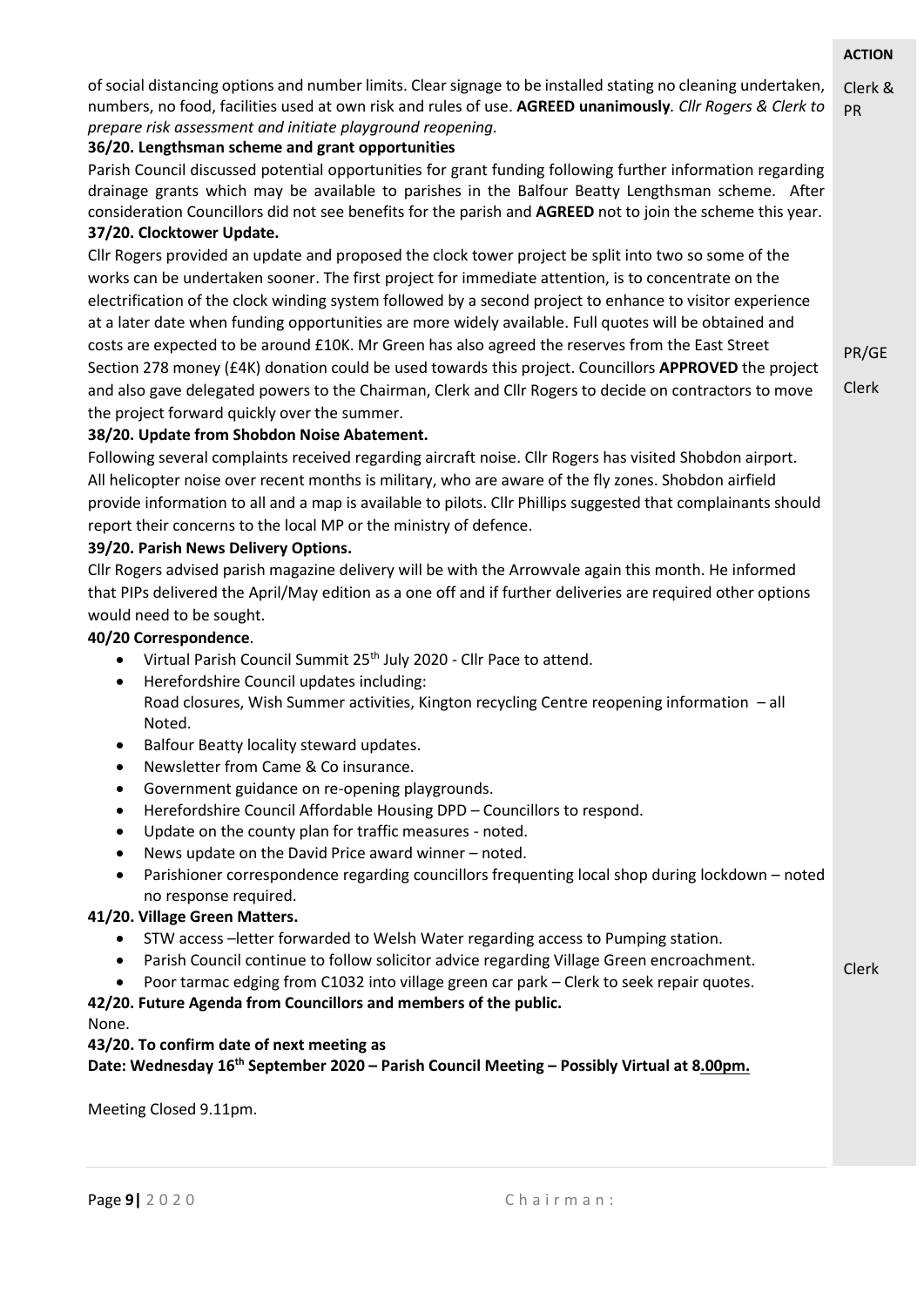**ACTION**

of social distancing options and number limits. Clear signage to be installed stating no cleaning undertaken, numbers, no food, facilities used at own risk and rules of use. **AGREED unanimously**. *Cllr Rogers & Clerk to prepare risk assessment and initiate playground reopening.* — Clerk & PR

**36/20. Lengthsman scheme and grant opportunities**

Parish Council discussed potential opportunities for grant funding following further information regarding drainage grants which may be available to parishes in the Balfour Beatty Lengthsman scheme. After consideration Councillors did not see benefits for the parish and **AGREED** not to join the scheme this year.

**37/20. Clocktower Update.**

Cllr Rogers provided an update and proposed the clock tower project be split into two so some of the works can be undertaken sooner. The first project for immediate attention, is to concentrate on the electrification of the clock winding system followed by a second project to enhance to visitor experience at a later date when funding opportunities are more widely available. Full quotes will be obtained and costs are expected to be around £10K. Mr Green has also agreed the reserves from the East Street Section 278 money (£4K) donation could be used towards this project. Councillors **APPROVED** the project and also gave delegated powers to the Chairman, Clerk and Cllr Rogers to decide on contractors to move the project forward quickly over the summer. — PR/GE, Clerk

**38/20. Update from Shobdon Noise Abatement.**

Following several complaints received regarding aircraft noise. Cllr Rogers has visited Shobdon airport. All helicopter noise over recent months is military, who are aware of the fly zones. Shobdon airfield provide information to all and a map is available to pilots. Cllr Phillips suggested that complainants should report their concerns to the local MP or the ministry of defence.

**39/20. Parish News Delivery Options.**

Cllr Rogers advised parish magazine delivery will be with the Arrowvale again this month. He informed that PIPs delivered the April/May edition as a one off and if further deliveries are required other options would need to be sought.

**40/20 Correspondence**.

- Virtual Parish Council Summit 25th July 2020 - Cllr Pace to attend.
- Herefordshire Council updates including:
  Road closures, Wish Summer activities, Kington recycling Centre reopening information – all Noted.
- Balfour Beatty locality steward updates.
- Newsletter from Came & Co insurance.
- Government guidance on re-opening playgrounds.
- Herefordshire Council Affordable Housing DPD – Councillors to respond.
- Update on the county plan for traffic measures - noted.
- News update on the David Price award winner – noted.
- Parishioner correspondence regarding councillors frequenting local shop during lockdown – noted no response required.

**41/20. Village Green Matters.**

- STW access –letter forwarded to Welsh Water regarding access to Pumping station.
- Parish Council continue to follow solicitor advice regarding Village Green encroachment.
- Poor tarmac edging from C1032 into village green car park – Clerk to seek repair quotes. — Clerk

**42/20. Future Agenda from Councillors and members of the public.**

None.

**43/20. To confirm date of next meeting as**

**Date: Wednesday 16th September 2020 – Parish Council Meeting – Possibly Virtual at 8.00pm.**

Meeting Closed 9.11pm.

Chairman: